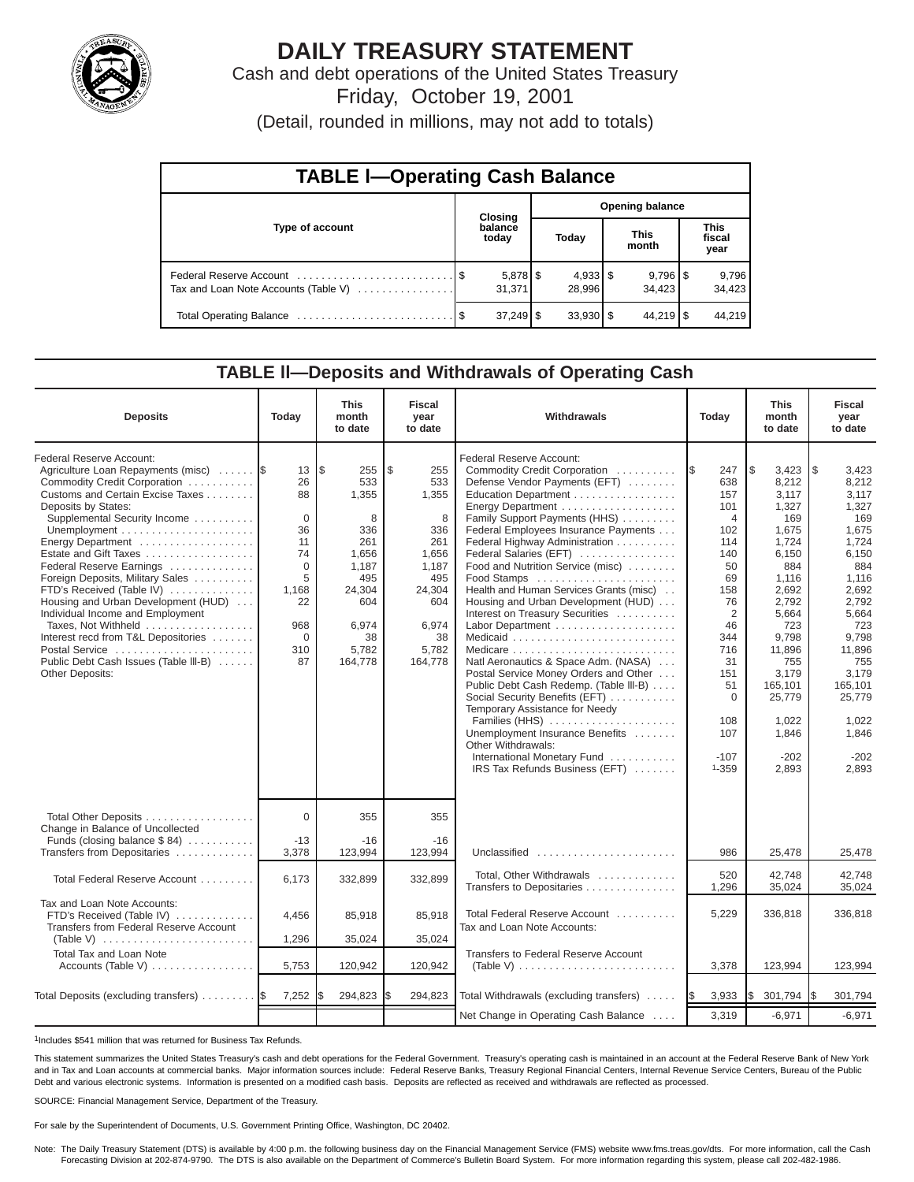# DAILY TREASURY STATEMENT

Cash and debt operations of the United States Treasury

Friday, October 19, 2001

(Detail, rounded in millions, may not add to totals)

## TABLE I—Operating Cash Balance

| Type of account | Closing balance today | Opening balance Today | This month | This fiscal year |
|---|---|---|---|---|
| Federal Reserve Account | $ 5,878 | $ 4,933 | $ 9,796 | $ 9,796 |
| Tax and Loan Note Accounts (Table V) | 31,371 | 28,996 | 34,423 | 34,423 |
| Total Operating Balance | $ 37,249 | $ 33,930 | $ 44,219 | $ 44,219 |

## TABLE II—Deposits and Withdrawals of Operating Cash

| Deposits | Today | This month to date | Fiscal year to date | Withdrawals | Today | This month to date | Fiscal year to date |
|---|---|---|---|---|---|---|---|
| Federal Reserve Account: | | | | Federal Reserve Account: | | | |
| Agriculture Loan Repayments (misc) | $ 13 | $ 255 | $ 255 | Commodity Credit Corporation | $ 247 | $ 3,423 | $ 3,423 |
| Commodity Credit Corporation | 26 | 533 | 533 | Defense Vendor Payments (EFT) | 638 | 8,212 | 8,212 |
| Customs and Certain Excise Taxes | 88 | 1,355 | 1,355 | Education Department | 157 | 3,117 | 3,117 |
| Deposits by States: | | | | Energy Department | 101 | 1,327 | 1,327 |
| Supplemental Security Income | 0 | 8 | 8 | Family Support Payments (HHS) | 4 | 169 | 169 |
| Unemployment | 36 | 336 | 336 | Federal Employees Insurance Payments | 102 | 1,675 | 1,675 |
| Energy Department | 11 | 261 | 261 | Federal Highway Administration | 114 | 1,724 | 1,724 |
| Estate and Gift Taxes | 74 | 1,656 | 1,656 | Federal Salaries (EFT) | 140 | 6,150 | 6,150 |
| Federal Reserve Earnings | 0 | 1,187 | 1,187 | Food and Nutrition Service (misc) | 50 | 884 | 884 |
| Foreign Deposits, Military Sales | 5 | 495 | 495 | Food Stamps | 69 | 1,116 | 1,116 |
| FTD's Received (Table IV) | 1,168 | 24,304 | 24,304 | Health and Human Services Grants (misc) | 158 | 2,692 | 2,692 |
| Housing and Urban Development (HUD) | 22 | 604 | 604 | Housing and Urban Development (HUD) | 76 | 2,792 | 2,792 |
| Individual Income and Employment | | | | Interest on Treasury Securities | 2 | 5,664 | 5,664 |
| Taxes, Not Withheld | 968 | 6,974 | 6,974 | Labor Department | 46 | 723 | 723 |
| Interest recd from T&L Depositories | 0 | 38 | 38 | Medicaid | 344 | 9,798 | 9,798 |
| Postal Service | 310 | 5,782 | 5,782 | Medicare | 716 | 11,896 | 11,896 |
| Public Debt Cash Issues (Table III-B) | 87 | 164,778 | 164,778 | Natl Aeronautics & Space Adm. (NASA) | 31 | 755 | 755 |
| Other Deposits: | | | | Postal Service Money Orders and Other | 151 | 3,179 | 3,179 |
| | | | | Public Debt Cash Redemp. (Table III-B) | 51 | 165,101 | 165,101 |
| | | | | Social Security Benefits (EFT) | 0 | 25,779 | 25,779 |
| | | | | Temporary Assistance for Needy Families (HHS) | 108 | 1,022 | 1,022 |
| | | | | Unemployment Insurance Benefits | 107 | 1,846 | 1,846 |
| | | | | Other Withdrawals: | | | |
| | | | | International Monetary Fund | -107 | -202 | -202 |
| | | | | IRS Tax Refunds Business (EFT) | [1]-359 | 2,893 | 2,893 |
| Total Other Deposits | 0 | 355 | 355 | | | | |
| Change in Balance of Uncollected Funds (closing balance $ 84) | -13 | -16 | -16 | | | | |
| Transfers from Depositaries | 3,378 | 123,994 | 123,994 | Unclassified | 986 | 25,478 | 25,478 |
| Total Federal Reserve Account | 6,173 | 332,899 | 332,899 | Total, Other Withdrawals | 520 | 42,748 | 42,748 |
| | | | | Transfers to Depositaries | 1,296 | 35,024 | 35,024 |
| Tax and Loan Note Accounts: | | | | Total Federal Reserve Account | 5,229 | 336,818 | 336,818 |
| FTD's Received (Table IV) | 4,456 | 85,918 | 85,918 | Tax and Loan Note Accounts: | | | |
| Transfers from Federal Reserve Account (Table V) | 1,296 | 35,024 | 35,024 | | | | |
| Total Tax and Loan Note Accounts (Table V) | 5,753 | 120,942 | 120,942 | Transfers to Federal Reserve Account (Table V) | 3,378 | 123,994 | 123,994 |
| Total Deposits (excluding transfers) | $ 7,252 | $ 294,823 | $ 294,823 | Total Withdrawals (excluding transfers) | $ 3,933 | $ 301,794 | $ 301,794 |
| | | | | Net Change in Operating Cash Balance | 3,319 | -6,971 | -6,971 |

[1]Includes $541 million that was returned for Business Tax Refunds.

This statement summarizes the United States Treasury's cash and debt operations for the Federal Government. Treasury's operating cash is maintained in an account at the Federal Reserve Bank of New York and in Tax and Loan accounts at commercial banks. Major information sources include: Federal Reserve Banks, Treasury Regional Financial Centers, Internal Revenue Service Centers, Bureau of the Public Debt and various electronic systems. Information is presented on a modified cash basis. Deposits are reflected as received and withdrawals are reflected as processed.

SOURCE: Financial Management Service, Department of the Treasury.

For sale by the Superintendent of Documents, U.S. Government Printing Office, Washington, DC 20402.

Note: The Daily Treasury Statement (DTS) is available by 4:00 p.m. the following business day on the Financial Management Service (FMS) website www.fms.treas.gov/dts. For more information, call the Cash Forecasting Division at 202-874-9790. The DTS is also available on the Department of Commerce's Bulletin Board System. For more information regarding this system, please call 202-482-1986.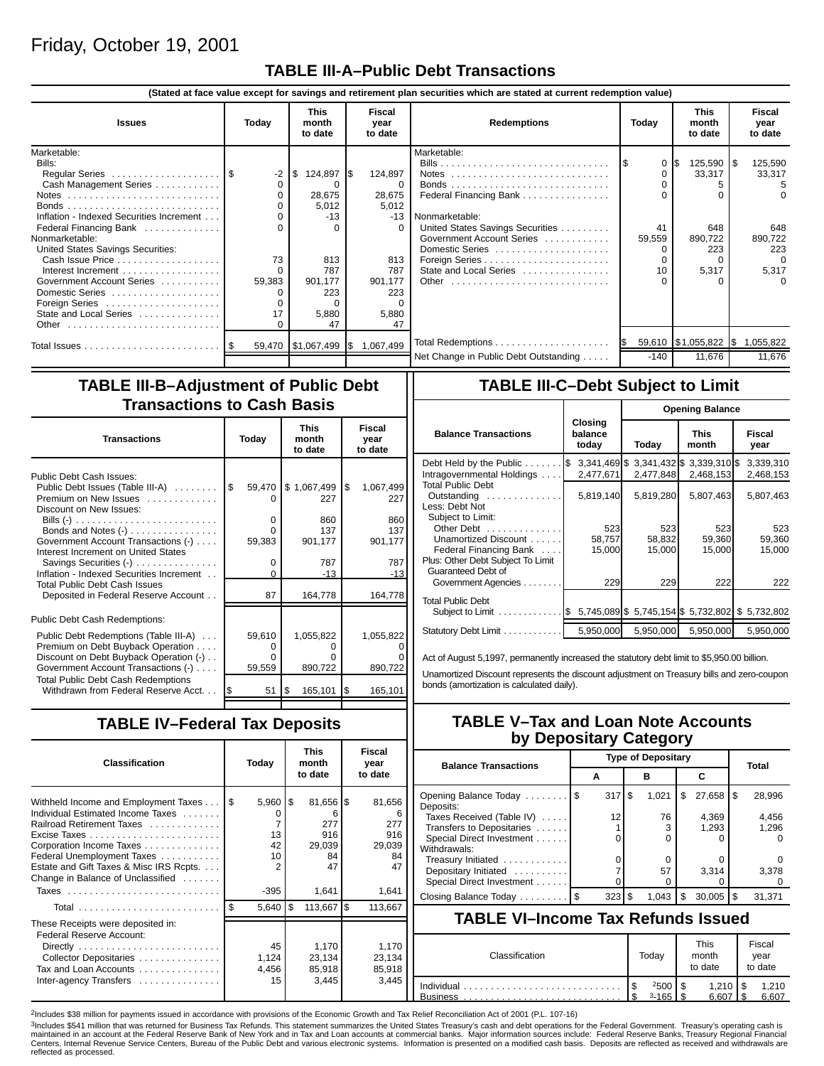Friday, October 19, 2001

## TABLE III-A–Public Debt Transactions

(Stated at face value except for savings and retirement plan securities which are stated at current redemption value)

| Issues | Today | This month to date | Fiscal year to date | Redemptions | Today | This month to date | Fiscal year to date |
|---|---|---|---|---|---|---|---|
| Marketable: | | | | Marketable: | | | |
| Bills: | | | | Bills | $ 0 | $ 125,590 | $ 125,590 |
| Regular Series | $ -2 | $ 124,897 | $ 124,897 | Notes | 0 | 33,317 | 33,317 |
| Cash Management Series | 0 | 0 | 0 | Bonds | 0 | 5 | 5 |
| Notes | 0 | 28,675 | 28,675 | Federal Financing Bank | 0 | 0 | 0 |
| Bonds | 0 | 5,012 | 5,012 | | | | |
| Inflation - Indexed Securities Increment | 0 | -13 | -13 | Nonmarketable: | | | |
| Federal Financing Bank | 0 | 0 | 0 | United States Savings Securities | 41 | 648 | 648 |
| Nonmarketable: | | | | Government Account Series | 59,559 | 890,722 | 890,722 |
| United States Savings Securities: | | | | Domestic Series | 0 | 223 | 223 |
| Cash Issue Price | 73 | 813 | 813 | Foreign Series | 0 | 0 | 0 |
| Interest Increment | 0 | 787 | 787 | State and Local Series | 10 | 5,317 | 5,317 |
| Government Account Series | 59,383 | 901,177 | 901,177 | Other | 0 | 0 | 0 |
| Domestic Series | 0 | 223 | 223 | | | | |
| Foreign Series | 0 | 0 | 0 | | | | |
| State and Local Series | 17 | 5,880 | 5,880 | | | | |
| Other | 0 | 47 | 47 | | | | |
| Total Issues | $ 59,470 | $1,067,499 | $ 1,067,499 | Total Redemptions | $ 59,610 | $1,055,822 | $ 1,055,822 |
| | | | | Net Change in Public Debt Outstanding | -140 | 11,676 | 11,676 |

## TABLE III-B–Adjustment of Public Debt Transactions to Cash Basis

| Transactions | Today | This month to date | Fiscal year to date |
|---|---|---|---|
| Public Debt Cash Issues: | | | |
| Public Debt Issues (Table III-A) | $ 59,470 | $ 1,067,499 | $ 1,067,499 |
| Premium on New Issues | 0 | 227 | 227 |
| Discount on New Issues: | | | |
| Bills (-) | 0 | 860 | 860 |
| Bonds and Notes (-) | 0 | 137 | 137 |
| Government Account Transactions (-) | 59,383 | 901,177 | 901,177 |
| Interest Increment on United States Savings Securities (-) | 0 | 787 | 787 |
| Inflation - Indexed Securities Increment | 0 | -13 | -13 |
| Total Public Debt Cash Issues Deposited in Federal Reserve Account | 87 | 164,778 | 164,778 |
| Public Debt Cash Redemptions: | | | |
| Public Debt Redemptions (Table III-A) | 59,610 | 1,055,822 | 1,055,822 |
| Premium on Debt Buyback Operation | 0 | 0 | 0 |
| Discount on Debt Buyback Operation (-) | 0 | 0 | 0 |
| Government Account Transactions (-) | 59,559 | 890,722 | 890,722 |
| Total Public Debt Cash Redemptions Withdrawn from Federal Reserve Acct. | $ 51 | $ 165,101 | $ 165,101 |

## TABLE III-C–Debt Subject to Limit

| Balance Transactions | Closing balance today | Opening Balance Today | Opening Balance This month | Opening Balance Fiscal year |
|---|---|---|---|---|
| Debt Held by the Public | $ 3,341,469 | $ 3,341,432 | $ 3,339,310 | $ 3,339,310 |
| Intragovernmental Holdings | 2,477,671 | 2,477,848 | 2,468,153 | 2,468,153 |
| Total Public Debt Outstanding | 5,819,140 | 5,819,280 | 5,807,463 | 5,807,463 |
| Less: Debt Not Subject to Limit: | | | | |
| Other Debt | 523 | 523 | 523 | 523 |
| Unamortized Discount | 58,757 | 58,832 | 59,360 | 59,360 |
| Federal Financing Bank | 15,000 | 15,000 | 15,000 | 15,000 |
| Plus: Other Debt Subject to Limit Guaranteed Debt of Government Agencies | 229 | 229 | 222 | 222 |
| Total Public Debt Subject to Limit | $ 5,745,089 | $ 5,745,154 | $ 5,732,802 | $ 5,732,802 |
| Statutory Debt Limit | 5,950,000 | 5,950,000 | 5,950,000 | 5,950,000 |

Act of August 5,1997, permanently increased the statutory debt limit to $5,950.00 billion.

Unamortized Discount represents the discount adjustment on Treasury bills and zero-coupon bonds (amortization is calculated daily).

## TABLE IV–Federal Tax Deposits

| Classification | Today | This month to date | Fiscal year to date |
|---|---|---|---|
| Withheld Income and Employment Taxes | $ 5,960 | $ 81,656 | $ 81,656 |
| Individual Estimated Income Taxes | 0 | 6 | 6 |
| Railroad Retirement Taxes | 7 | 277 | 277 |
| Excise Taxes | 13 | 916 | 916 |
| Corporation Income Taxes | 42 | 29,039 | 29,039 |
| Federal Unemployment Taxes | 10 | 84 | 84 |
| Estate and Gift Taxes & Misc IRS Rcpts. | 2 | 47 | 47 |
| Change in Balance of Unclassified Taxes | -395 | 1,641 | 1,641 |
| Total | $ 5,640 | $ 113,667 | $ 113,667 |
| These Receipts were deposited in: | | | |
| Federal Reserve Account: | | | |
| Directly | 45 | 1,170 | 1,170 |
| Collector Depositaries | 1,124 | 23,134 | 23,134 |
| Tax and Loan Accounts | 4,456 | 85,918 | 85,918 |
| Inter-agency Transfers | 15 | 3,445 | 3,445 |

## TABLE V–Tax and Loan Note Accounts by Depositary Category

| Balance Transactions | Type of Depositary A | Type of Depositary B | Type of Depositary C | Total |
|---|---|---|---|---|
| Opening Balance Today | $ 317 | $ 1,021 | $ 27,658 | $ 28,996 |
| Deposits: | | | | |
| Taxes Received (Table IV) | 12 | 76 | 4,369 | 4,456 |
| Transfers to Depositaries | 1 | 3 | 1,293 | 1,296 |
| Special Direct Investment | 0 | 0 | 0 | 0 |
| Withdrawals: | | | | |
| Treasury Initiated | 0 | 0 | 0 | 0 |
| Depositary Initiated | 7 | 57 | 3,314 | 3,378 |
| Special Direct Investment | 0 | 0 | 0 | 0 |
| Closing Balance Today | $ 323 | $ 1,043 | $ 30,005 | $ 31,371 |

## TABLE VI–Income Tax Refunds Issued

| Classification | Today | This month to date | Fiscal year to date |
|---|---|---|---|
| Individual | $ [2]500 | $ 1,210 | $ 1,210 |
| Business | $ [3]-165 | $ 6,607 | $ 6,607 |

[2]Includes $38 million for payments issued in accordance with provisions of the Economic Growth and Tax Relief Reconciliation Act of 2001 (P.L. 107-16)

[3]Includes $541 million that was returned for Business Tax Refunds. This statement summarizes the United States Treasury's cash and debt operations for the Federal Government. Treasury's operating cash is maintained in an account at the Federal Reserve Bank of New York and in Tax and Loan accounts at commercial banks. Major information sources include: Federal Reserve Banks, Treasury Regional Financial Centers, Internal Revenue Service Centers, Bureau of the Public Debt and various electronic systems. Information is presented on a modified cash basis. Deposits are reflected as received and withdrawals are reflected as processed.